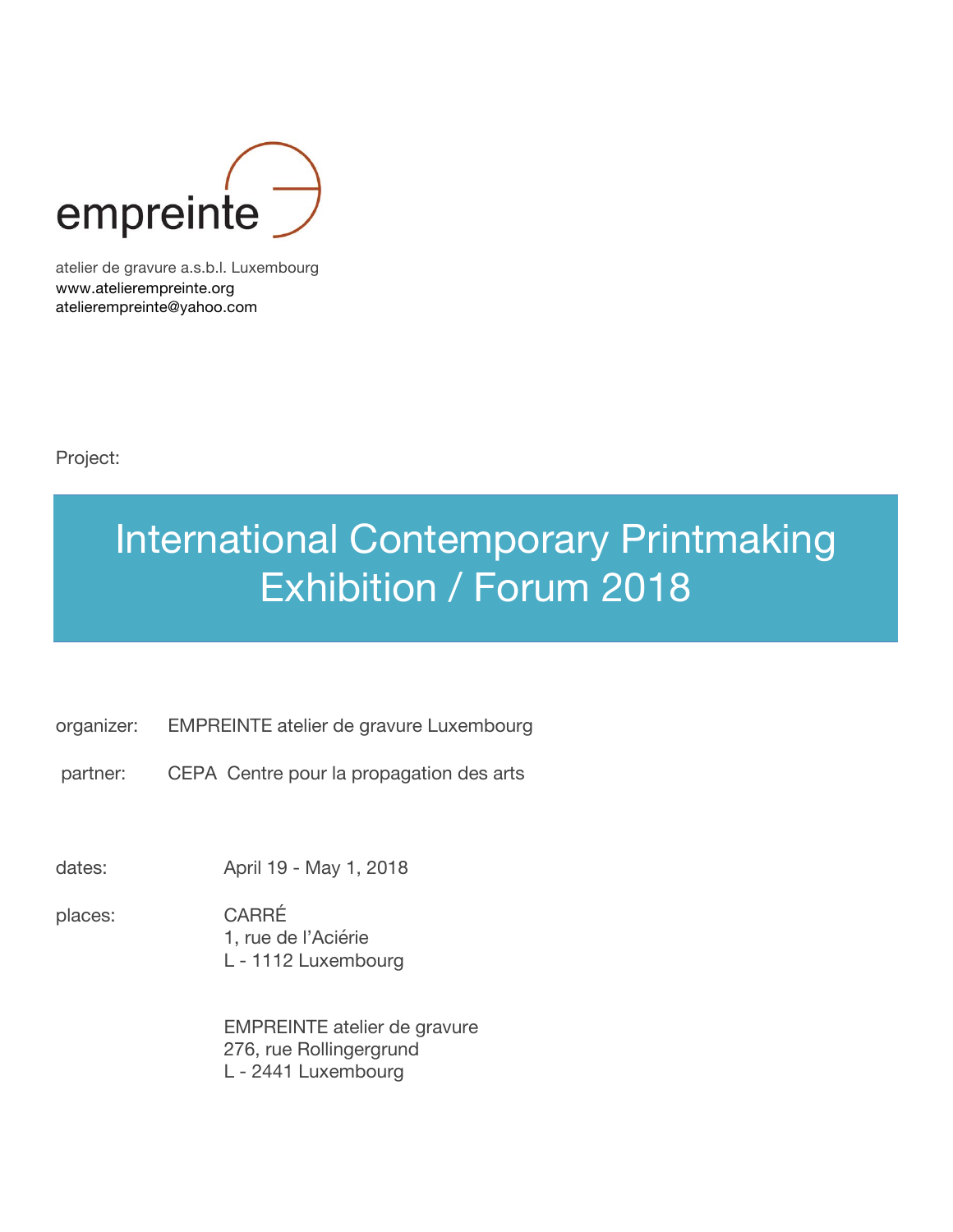empreinte

atelier de gravure a.s.b.l. Luxembourg
www.atelierempreinte.org
atelierempreinte@yahoo.com

Project:

# International Contemporary Printmaking Exhibition / Forum 2018

organizer: EMPREINTE atelier de gravure Luxembourg

partner: CEPA Centre pour la propagation des arts

dates: April 19 - May 1, 2018

places: CARRÉ
1, rue de l'Aciérie
L - 1112 Luxembourg

EMPREINTE atelier de gravure
276, rue Rollingergrund
L - 2441 Luxembourg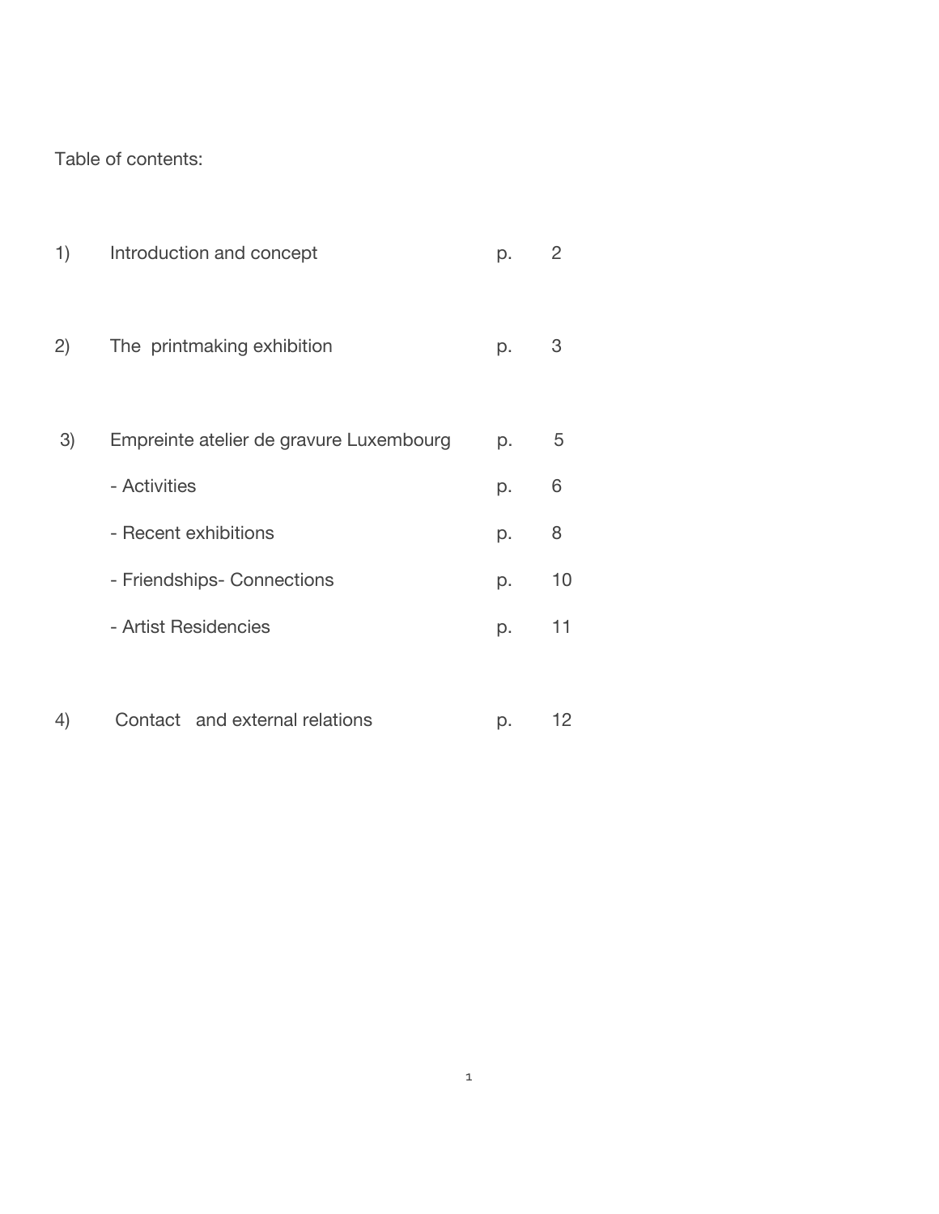Table of contents:

| | | | |
|---|---|---|---|
| 1) | Introduction and concept | p. | 2 |
| 2) | The printmaking exhibition | p. | 3 |
| 3) | Empreinte atelier de gravure Luxembourg | p. | 5 |
| | - Activities | p. | 6 |
| | - Recent exhibitions | p. | 8 |
| | - Friendships- Connections | p. | 10 |
| | - Artist Residencies | p. | 11 |
| 4) | Contact and external relations | p. | 12 |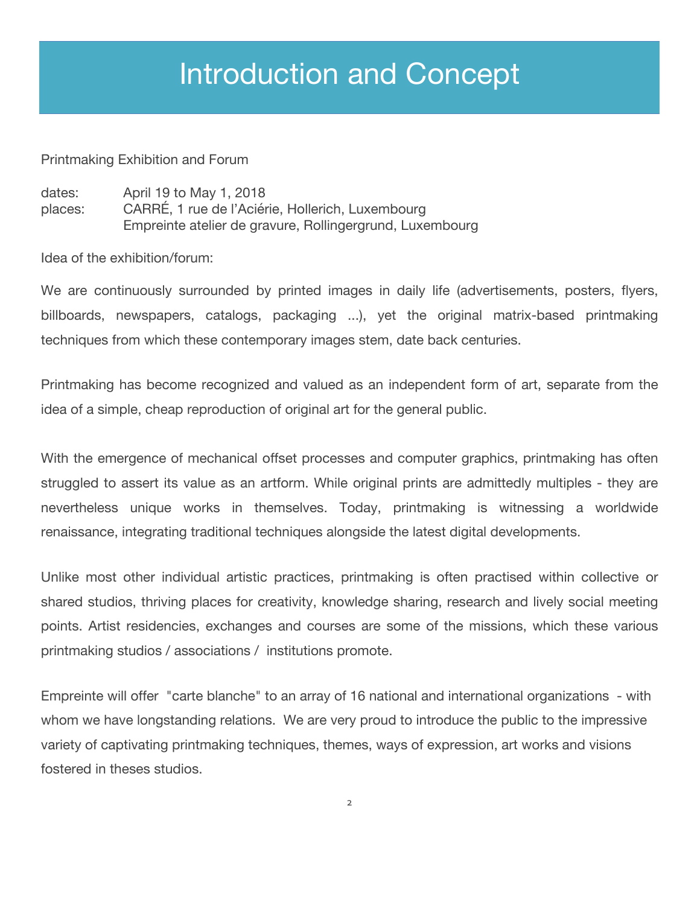# Introduction and Concept

Printmaking Exhibition and Forum

dates: April 19 to May 1, 2018
places: CARRÉ, 1 rue de l'Aciérie, Hollerich, Luxembourg
Empreinte atelier de gravure, Rollingergrund, Luxembourg

Idea of the exhibition/forum:

We are continuously surrounded by printed images in daily life (advertisements, posters, flyers, billboards, newspapers, catalogs, packaging ...), yet the original matrix-based printmaking techniques from which these contemporary images stem, date back centuries.

Printmaking has become recognized and valued as an independent form of art, separate from the idea of a simple, cheap reproduction of original art for the general public.

With the emergence of mechanical offset processes and computer graphics, printmaking has often struggled to assert its value as an artform. While original prints are admittedly multiples - they are nevertheless unique works in themselves. Today, printmaking is witnessing a worldwide renaissance, integrating traditional techniques alongside the latest digital developments.

Unlike most other individual artistic practices, printmaking is often practised within collective or shared studios, thriving places for creativity, knowledge sharing, research and lively social meeting points. Artist residencies, exchanges and courses are some of the missions, which these various printmaking studios / associations / institutions promote.

Empreinte will offer "carte blanche" to an array of 16 national and international organizations - with whom we have longstanding relations. We are very proud to introduce the public to the impressive variety of captivating printmaking techniques, themes, ways of expression, art works and visions fostered in theses studios.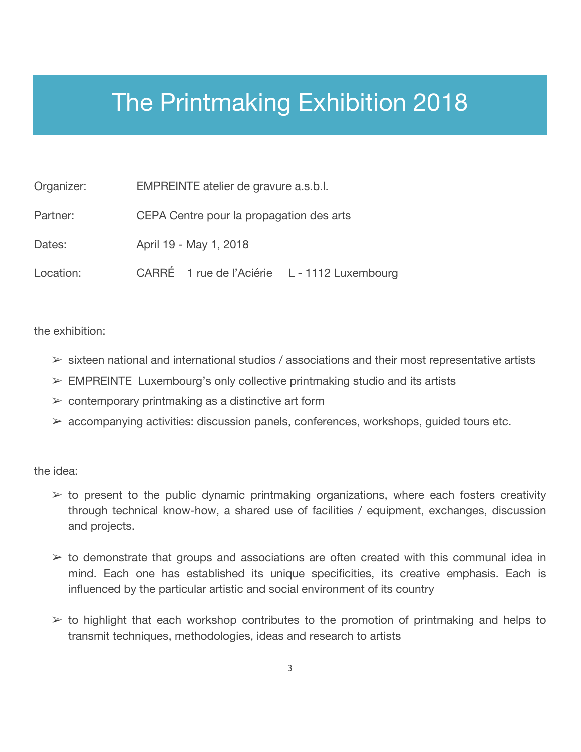# The Printmaking Exhibition 2018

| | |
|---|---|
| Organizer: | EMPREINTE atelier de gravure a.s.b.l. |
| Partner: | CEPA Centre pour la propagation des arts |
| Dates: | April 19 - May 1, 2018 |
| Location: | CARRÉ 1 rue de l'Aciérie L - 1112 Luxembourg |

the exhibition:

- sixteen national and international studios / associations and their most representative artists
- EMPREINTE Luxembourg's only collective printmaking studio and its artists
- contemporary printmaking as a distinctive art form
- accompanying activities: discussion panels, conferences, workshops, guided tours etc.

the idea:

- to present to the public dynamic printmaking organizations, where each fosters creativity through technical know-how, a shared use of facilities / equipment, exchanges, discussion and projects.
- to demonstrate that groups and associations are often created with this communal idea in mind. Each one has established its unique specificities, its creative emphasis. Each is influenced by the particular artistic and social environment of its country
- to highlight that each workshop contributes to the promotion of printmaking and helps to transmit techniques, methodologies, ideas and research to artists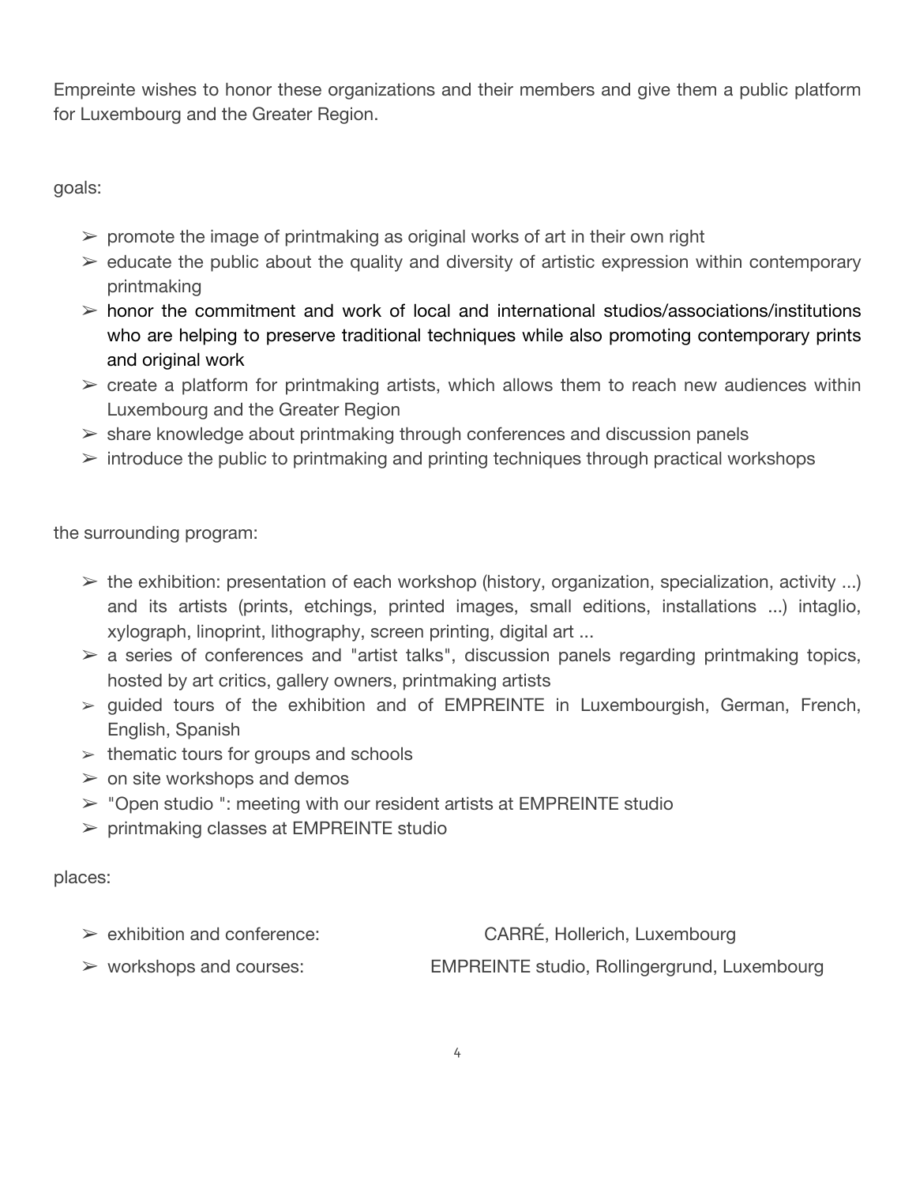Empreinte wishes to honor these organizations and their members and give them a public platform for Luxembourg and the Greater Region.

goals:

- promote the image of printmaking as original works of art in their own right
- educate the public about the quality and diversity of artistic expression within contemporary printmaking
- honor the commitment and work of local and international studios/associations/institutions who are helping to preserve traditional techniques while also promoting contemporary prints and original work
- create a platform for printmaking artists, which allows them to reach new audiences within Luxembourg and the Greater Region
- share knowledge about printmaking through conferences and discussion panels
- introduce the public to printmaking and printing techniques through practical workshops

the surrounding program:

- the exhibition: presentation of each workshop (history, organization, specialization, activity ...) and its artists (prints, etchings, printed images, small editions, installations ...) intaglio, xylograph, linoprint, lithography, screen printing, digital art ...
- a series of conferences and "artist talks", discussion panels regarding printmaking topics, hosted by art critics, gallery owners, printmaking artists
- guided tours of the exhibition and of EMPREINTE in Luxembourgish, German, French, English, Spanish
- thematic tours for groups and schools
- on site workshops and demos
- "Open studio ": meeting with our resident artists at EMPREINTE studio
- printmaking classes at EMPREINTE studio

places:

- exhibition and conference: CARRÉ, Hollerich, Luxembourg
- workshops and courses: EMPREINTE studio, Rollingergrund, Luxembourg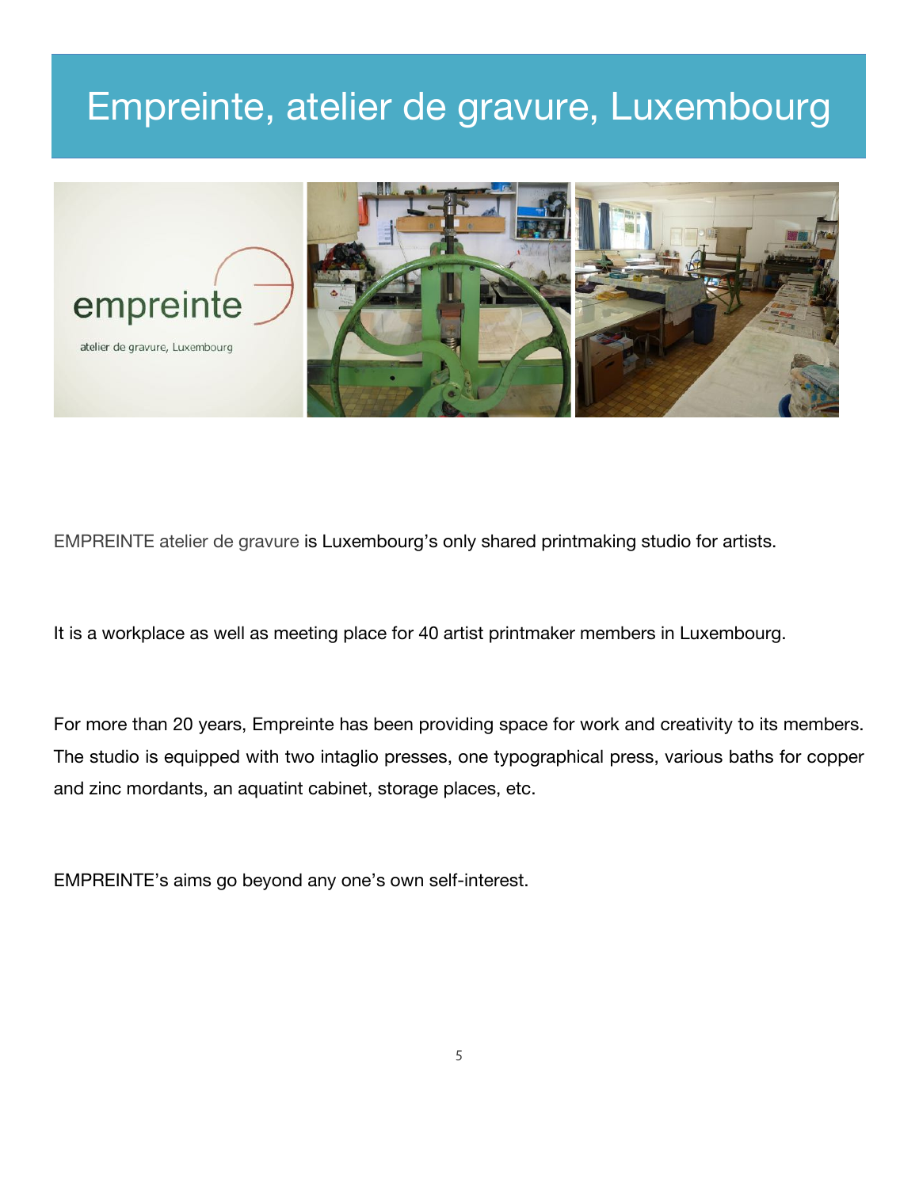# Empreinte, atelier de gravure, Luxembourg

EMPREINTE atelier de gravure is Luxembourg's only shared printmaking studio for artists.

It is a workplace as well as meeting place for 40 artist printmaker members in Luxembourg.

For more than 20 years, Empreinte has been providing space for work and creativity to its members. The studio is equipped with two intaglio presses, one typographical press, various baths for copper and zinc mordants, an aquatint cabinet, storage places, etc.

EMPREINTE's aims go beyond any one's own self-interest.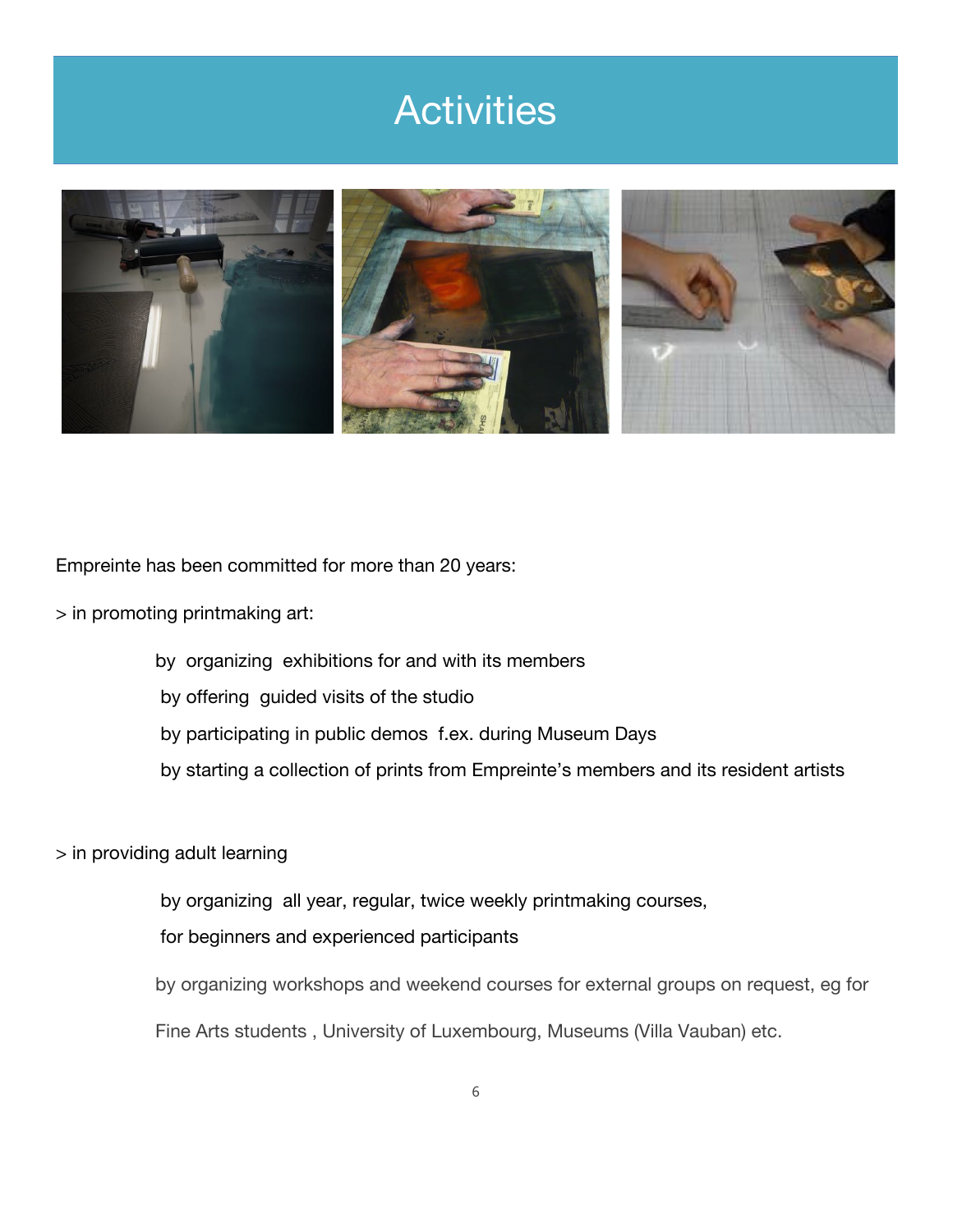# Activities

Empreinte has been committed for more than 20 years:

> in promoting printmaking art:

- by organizing exhibitions for and with its members
- by offering guided visits of the studio
- by participating in public demos f.ex. during Museum Days
- by starting a collection of prints from Empreinte's members and its resident artists

> in providing adult learning

- by organizing all year, regular, twice weekly printmaking courses, for beginners and experienced participants
- by organizing workshops and weekend courses for external groups on request, eg for Fine Arts students , University of Luxembourg, Museums (Villa Vauban) etc.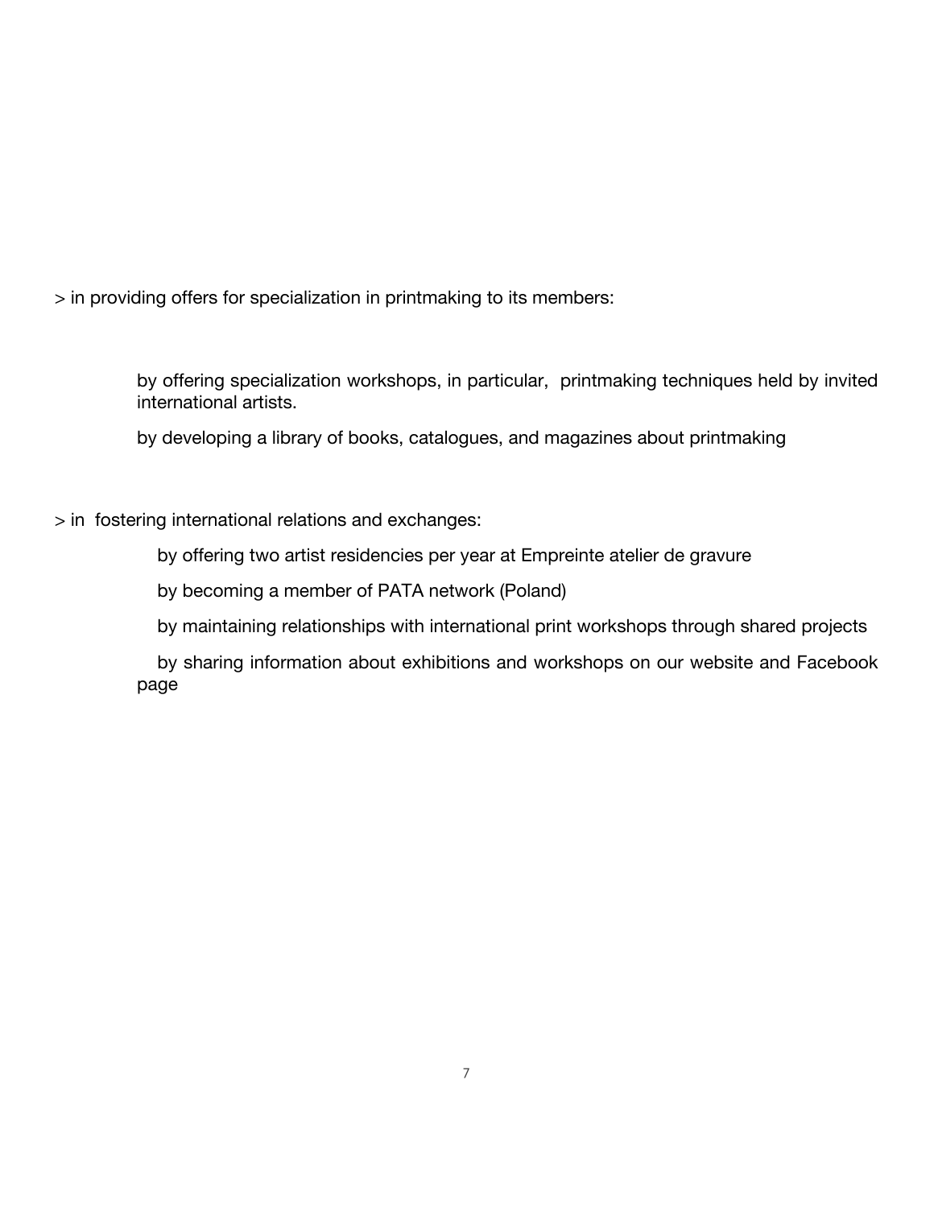> in providing offers for specialization in printmaking to its members:

by offering specialization workshops, in particular, printmaking techniques held by invited international artists.

by developing a library of books, catalogues, and magazines about printmaking

> in fostering international relations and exchanges:

by offering two artist residencies per year at Empreinte atelier de gravure

by becoming a member of PATA network (Poland)

by maintaining relationships with international print workshops through shared projects

by sharing information about exhibitions and workshops on our website and Facebook page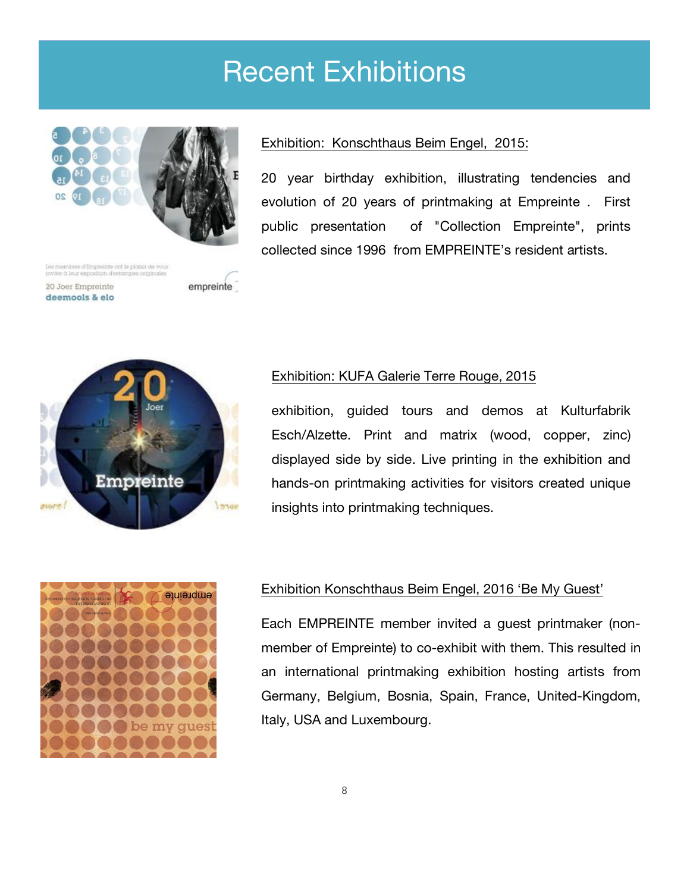# Recent Exhibitions

Exhibition: Konschthaus Beim Engel, 2015:

20 year birthday exhibition, illustrating tendencies and evolution of 20 years of printmaking at Empreinte . First public presentation of "Collection Empreinte", prints collected since 1996 from EMPREINTE's resident artists.

Exhibition: KUFA Galerie Terre Rouge, 2015

exhibition, guided tours and demos at Kulturfabrik Esch/Alzette. Print and matrix (wood, copper, zinc) displayed side by side. Live printing in the exhibition and hands-on printmaking activities for visitors created unique insights into printmaking techniques.

Exhibition Konschthaus Beim Engel, 2016 'Be My Guest'

Each EMPREINTE member invited a guest printmaker (non-member of Empreinte) to co-exhibit with them. This resulted in an international printmaking exhibition hosting artists from Germany, Belgium, Bosnia, Spain, France, United-Kingdom, Italy, USA and Luxembourg.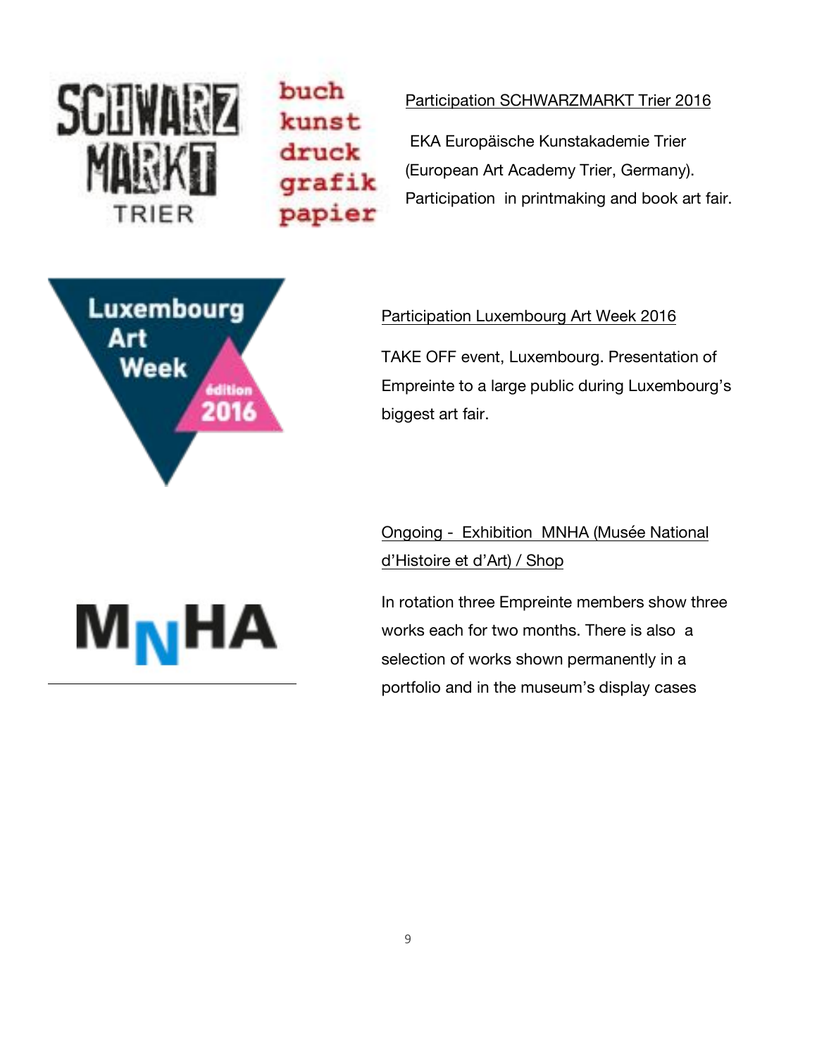Participation SCHWARZMARKT Trier 2016

EKA Europäische Kunstakademie Trier (European Art Academy Trier, Germany). Participation in printmaking and book art fair.

Participation Luxembourg Art Week 2016

TAKE OFF event, Luxembourg. Presentation of Empreinte to a large public during Luxembourg's biggest art fair.

Ongoing - Exhibition MNHA (Musée National d'Histoire et d'Art) / Shop

In rotation three Empreinte members show three works each for two months. There is also a selection of works shown permanently in a portfolio and in the museum's display cases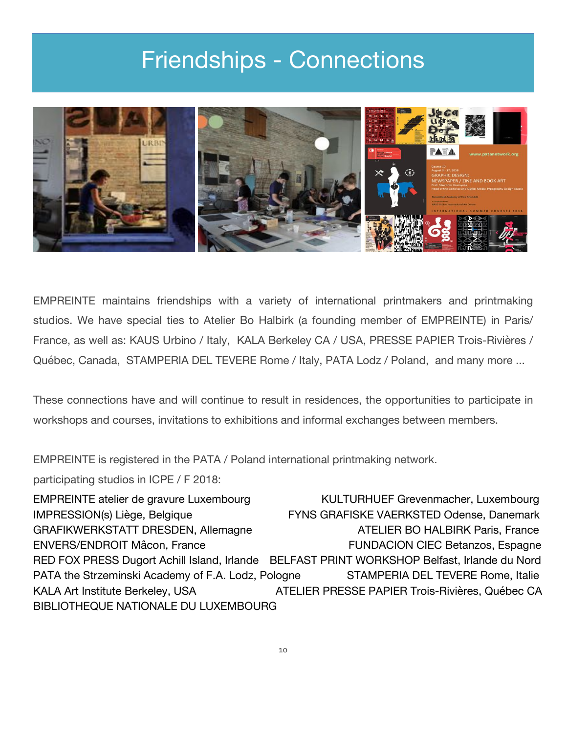# Friendships - Connections

EMPREINTE maintains friendships with a variety of international printmakers and printmaking studios. We have special ties to Atelier Bo Halbirk (a founding member of EMPREINTE) in Paris/ France, as well as: KAUS Urbino / Italy, KALA Berkeley CA / USA, PRESSE PAPIER Trois-Rivières / Québec, Canada, STAMPERIA DEL TEVERE Rome / Italy, PATA Lodz / Poland, and many more ...

These connections have and will continue to result in residences, the opportunities to participate in workshops and courses, invitations to exhibitions and informal exchanges between members.

EMPREINTE is registered in the PATA / Poland international printmaking network.

participating studios in ICPE / F 2018:

- EMPREINTE atelier de gravure Luxembourg
- KULTURHUEF Grevenmacher, Luxembourg
- IMPRESSION(s) Liège, Belgique
- FYNS GRAFISKE VAERKSTED Odense, Danemark
- GRAFIKWERKSTATT DRESDEN, Allemagne
- ATELIER BO HALBIRK Paris, France
- ENVERS/ENDROIT Mâcon, France
- FUNDACION CIEC Betanzos, Espagne
- RED FOX PRESS Dugort Achill Island, Irlande
- BELFAST PRINT WORKSHOP Belfast, Irlande du Nord
- PATA the Strzeminski Academy of F.A. Lodz, Pologne
- STAMPERIA DEL TEVERE Rome, Italie
- KALA Art Institute Berkeley, USA
- ATELIER PRESSE PAPIER Trois-Rivières, Québec CA
- BIBLIOTHEQUE NATIONALE DU LUXEMBOURG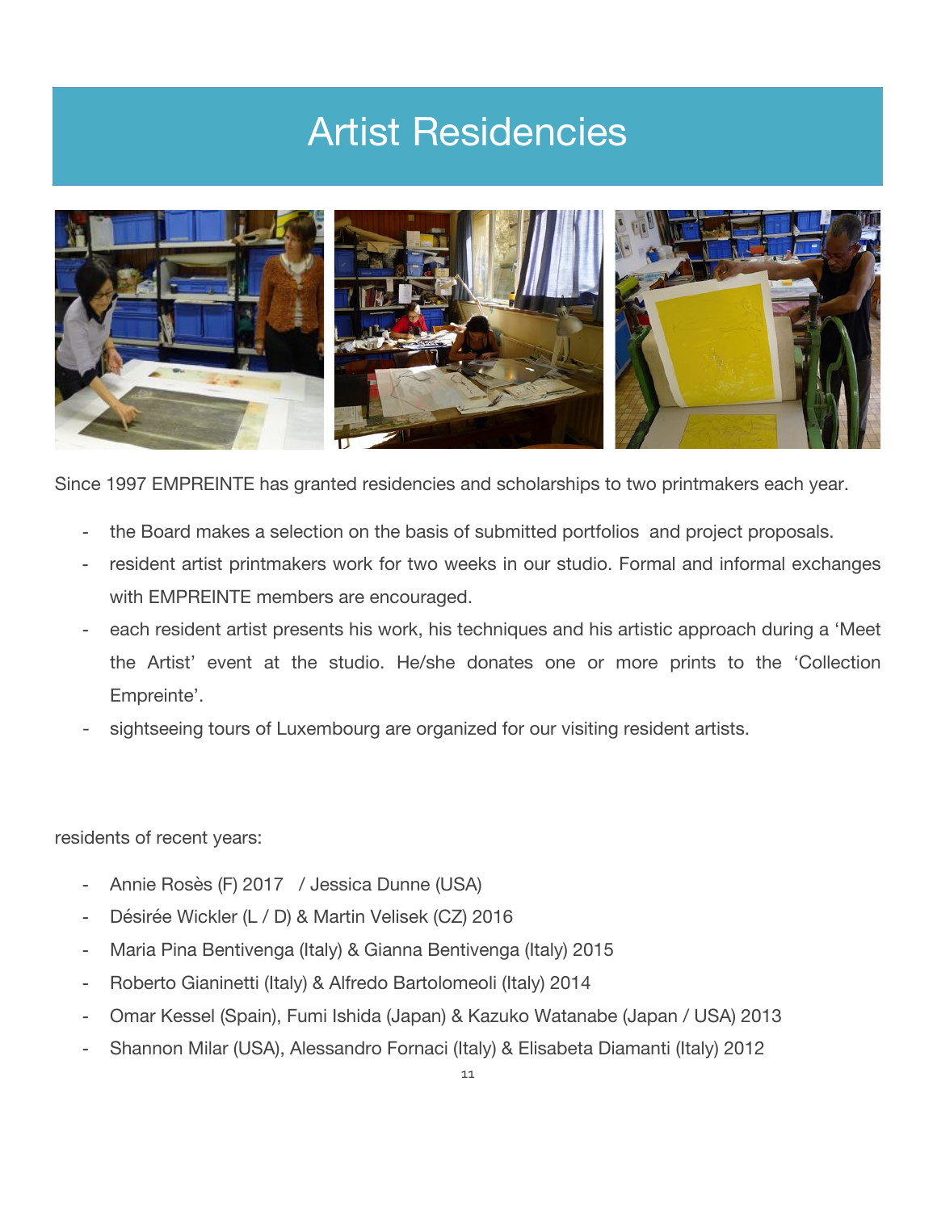# Artist Residencies

Since 1997 EMPREINTE has granted residencies and scholarships to two printmakers each year.

- the Board makes a selection on the basis of submitted portfolios and project proposals.
- resident artist printmakers work for two weeks in our studio. Formal and informal exchanges with EMPREINTE members are encouraged.
- each resident artist presents his work, his techniques and his artistic approach during a 'Meet the Artist' event at the studio. He/she donates one or more prints to the 'Collection Empreinte'.
- sightseeing tours of Luxembourg are organized for our visiting resident artists.

residents of recent years:

- Annie Rosès (F) 2017 / Jessica Dunne (USA)
- Désirée Wickler (L / D) & Martin Velisek (CZ) 2016
- Maria Pina Bentivenga (Italy) & Gianna Bentivenga (Italy) 2015
- Roberto Gianinetti (Italy) & Alfredo Bartolomeoli (Italy) 2014
- Omar Kessel (Spain), Fumi Ishida (Japan) & Kazuko Watanabe (Japan / USA) 2013
- Shannon Milar (USA), Alessandro Fornaci (Italy) & Elisabeta Diamanti (Italy) 2012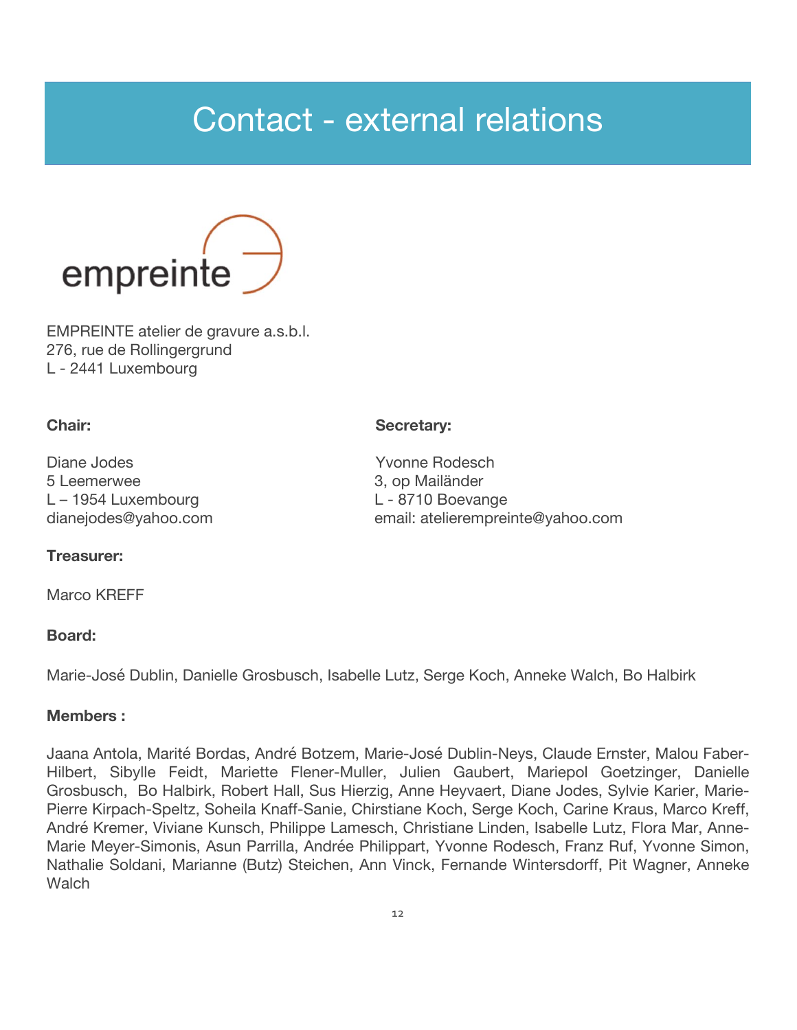# Contact - external relations

empreinte

EMPREINTE atelier de gravure a.s.b.l.
276, rue de Rollingergrund
L - 2441 Luxembourg

**Chair:**

Diane Jodes
5 Leemerwee
L – 1954 Luxembourg
dianejodes@yahoo.com

**Secretary:**

Yvonne Rodesch
3, op Mailänder
L - 8710 Boevange
email: atelierempreinte@yahoo.com

**Treasurer:**

Marco KREFF

**Board:**

Marie-José Dublin, Danielle Grosbusch, Isabelle Lutz, Serge Koch, Anneke Walch, Bo Halbirk

**Members :**

Jaana Antola, Marité Bordas, André Botzem, Marie-José Dublin-Neys, Claude Ernster, Malou Faber-Hilbert, Sibylle Feidt, Mariette Flener-Muller, Julien Gaubert, Mariepol Goetzinger, Danielle Grosbusch, Bo Halbirk, Robert Hall, Sus Hierzig, Anne Heyvaert, Diane Jodes, Sylvie Karier, Marie-Pierre Kirpach-Speltz, Soheila Knaff-Sanie, Chirstiane Koch, Serge Koch, Carine Kraus, Marco Kreff, André Kremer, Viviane Kunsch, Philippe Lamesch, Christiane Linden, Isabelle Lutz, Flora Mar, Anne-Marie Meyer-Simonis, Asun Parrilla, Andrée Philippart, Yvonne Rodesch, Franz Ruf, Yvonne Simon, Nathalie Soldani, Marianne (Butz) Steichen, Ann Vinck, Fernande Wintersdorff, Pit Wagner, Anneke Walch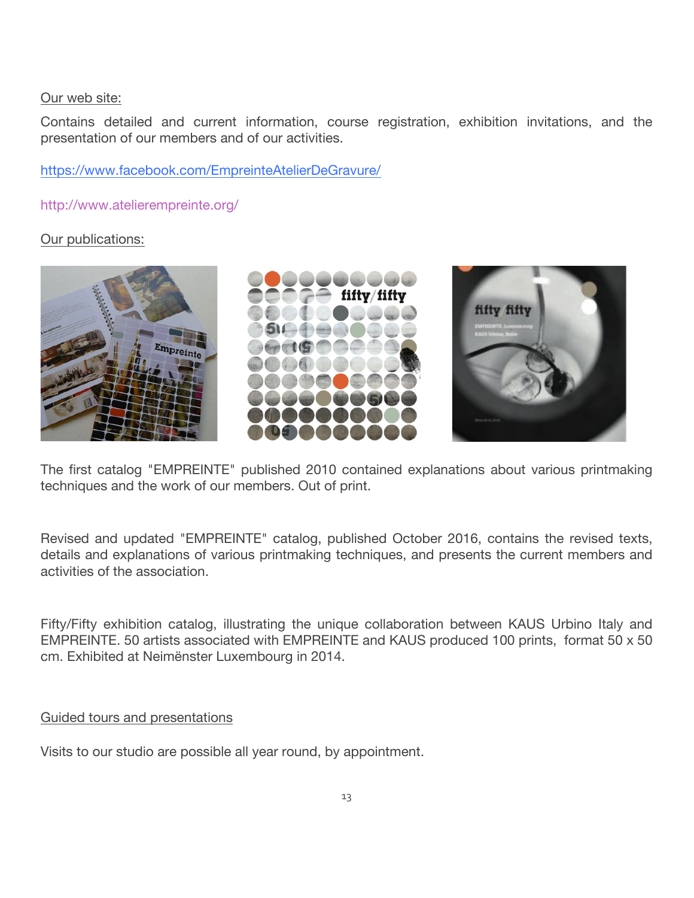Our web site:

Contains detailed and current information, course registration, exhibition invitations, and the presentation of our members and of our activities.

https://www.facebook.com/EmpreinteAtelierDeGravure/

http://www.atelierempreinte.org/

Our publications:

The first catalog "EMPREINTE" published 2010 contained explanations about various printmaking techniques and the work of our members. Out of print.

Revised and updated "EMPREINTE" catalog, published October 2016, contains the revised texts, details and explanations of various printmaking techniques, and presents the current members and activities of the association.

Fifty/Fifty exhibition catalog, illustrating the unique collaboration between KAUS Urbino Italy and EMPREINTE. 50 artists associated with EMPREINTE and KAUS produced 100 prints, format 50 x 50 cm. Exhibited at Neimënster Luxembourg in 2014.

Guided tours and presentations

Visits to our studio are possible all year round, by appointment.